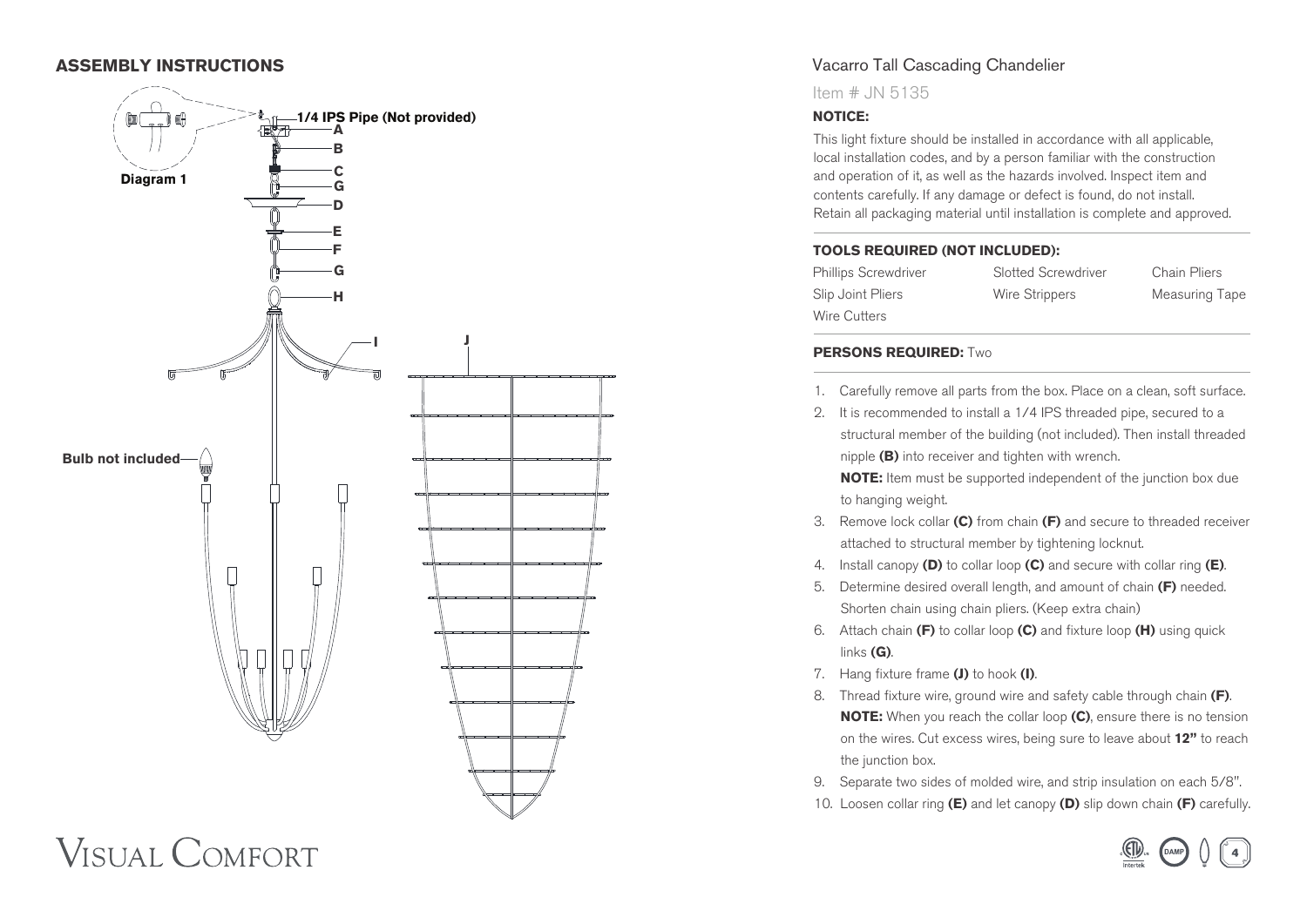## ASSEMBLY INSTRUCTIONS

Diagram 1

1/4 IPS Pipe (Not provided)

A
B
C
G
D
E
F
G
H
I
J

Bulb not included

VISUAL COMFORT

# Vacarro Tall Cascading Chandelier

Item # JN 5135

**NOTICE:**

This light fixture should be installed in accordance with all applicable, local installation codes, and by a person familiar with the construction and operation of it, as well as the hazards involved. Inspect item and contents carefully. If any damage or defect is found, do not install. Retain all packaging material until installation is complete and approved.

**TOOLS REQUIRED (NOT INCLUDED):**

| | | |
|---|---|---|
| Phillips Screwdriver | Slotted Screwdriver | Chain Pliers |
| Slip Joint Pliers | Wire Strippers | Measuring Tape |
| Wire Cutters | | |

**PERSONS REQUIRED:** Two

1. Carefully remove all parts from the box. Place on a clean, soft surface.
2. It is recommended to install a 1/4 IPS threaded pipe, secured to a structural member of the building (not included). Then install threaded nipple **(B)** into receiver and tighten with wrench.
   **NOTE:** Item must be supported independent of the junction box due to hanging weight.
3. Remove lock collar **(C)** from chain **(F)** and secure to threaded receiver attached to structural member by tightening locknut.
4. Install canopy **(D)** to collar loop **(C)** and secure with collar ring **(E)**.
5. Determine desired overall length, and amount of chain **(F)** needed. Shorten chain using chain pliers. (Keep extra chain)
6. Attach chain **(F)** to collar loop **(C)** and fixture loop **(H)** using quick links **(G)**.
7. Hang fixture frame **(J)** to hook **(I)**.
8. Thread fixture wire, ground wire and safety cable through chain **(F)**.
   **NOTE:** When you reach the collar loop **(C)**, ensure there is no tension on the wires. Cut excess wires, being sure to leave about **12"** to reach the junction box.
9. Separate two sides of molded wire, and strip insulation on each 5/8".
10. Loosen collar ring **(E)** and let canopy **(D)** slip down chain **(F)** carefully.

DAMP 4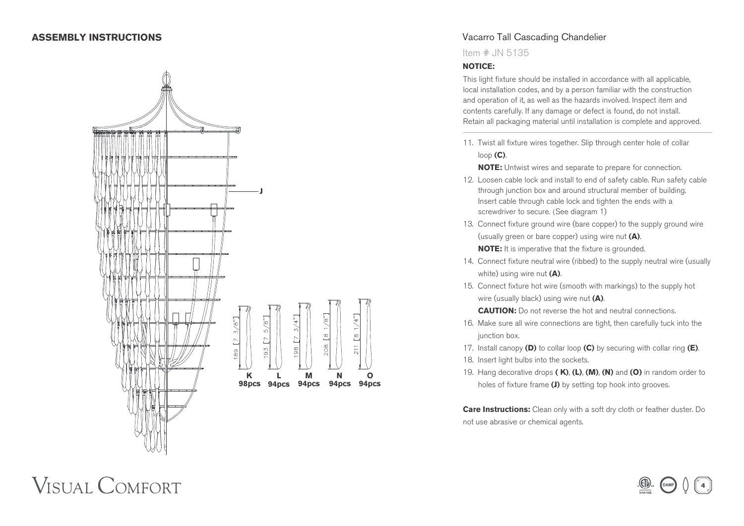## ASSEMBLY INSTRUCTIONS

J

189 [7 3/8"]
193 [7 5/8"]
198 [7 3/4"]
208 [8 1/8"]
211 [8 1/4"]

K
98pcs

L
94pcs

M
94pcs

N
94pcs

O
94pcs

Vacarro Tall Cascading Chandelier

Item # JN 5135

**NOTICE:**

This light fixture should be installed in accordance with all applicable, local installation codes, and by a person familiar with the construction and operation of it, as well as the hazards involved. Inspect item and contents carefully. If any damage or defect is found, do not install. Retain all packaging material until installation is complete and approved.

11. Twist all fixture wires together. Slip through center hole of collar loop **(C)**.
    **NOTE:** Untwist wires and separate to prepare for connection.
12. Loosen cable lock and install to end of safety cable. Run safety cable through junction box and around structural member of building. Insert cable through cable lock and tighten the ends with a screwdriver to secure. (See diagram 1)
13. Connect fixture ground wire (bare copper) to the supply ground wire (usually green or bare copper) using wire nut **(A)**.
    **NOTE:** It is imperative that the fixture is grounded.
14. Connect fixture neutral wire (ribbed) to the supply neutral wire (usually white) using wire nut **(A)**.
15. Connect fixture hot wire (smooth with markings) to the supply hot wire (usually black) using wire nut **(A)**.
    **CAUTION:** Do not reverse the hot and neutral connections.
16. Make sure all wire connections are tight, then carefully tuck into the junction box.
17. Install canopy **(D)** to collar loop **(C)** by securing with collar ring **(E)**.
18. Insert light bulbs into the sockets.
19. Hang decorative drops **( K)**, **(L)**, **(M)**, **(N)** and **(O)** in random order to holes of fixture frame **(J)** by setting top hook into grooves.

**Care Instructions:** Clean only with a soft dry cloth or feather duster. Do not use abrasive or chemical agents.

VISUAL COMFORT